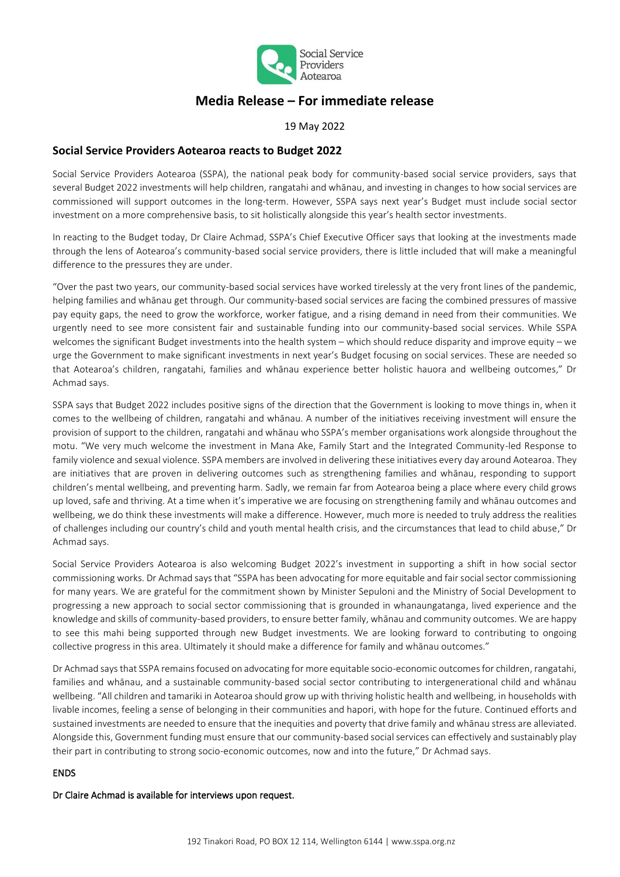Social Service Providers Aotearoa

# Media Release – For immediate release

19 May 2022

## Social Service Providers Aotearoa reacts to Budget 2022

Social Service Providers Aotearoa (SSPA), the national peak body for community-based social service providers, says that several Budget 2022 investments will help children, rangatahi and whānau, and investing in changes to how social services are commissioned will support outcomes in the long-term. However, SSPA says next year's Budget must include social sector investment on a more comprehensive basis, to sit holistically alongside this year's health sector investments.

In reacting to the Budget today, Dr Claire Achmad, SSPA's Chief Executive Officer says that looking at the investments made through the lens of Aotearoa's community-based social service providers, there is little included that will make a meaningful difference to the pressures they are under.

"Over the past two years, our community-based social services have worked tirelessly at the very front lines of the pandemic, helping families and whānau get through. Our community-based social services are facing the combined pressures of massive pay equity gaps, the need to grow the workforce, worker fatigue, and a rising demand in need from their communities. We urgently need to see more consistent fair and sustainable funding into our community-based social services. While SSPA welcomes the significant Budget investments into the health system – which should reduce disparity and improve equity – we urge the Government to make significant investments in next year's Budget focusing on social services. These are needed so that Aotearoa's children, rangatahi, families and whānau experience better holistic hauora and wellbeing outcomes," Dr Achmad says.

SSPA says that Budget 2022 includes positive signs of the direction that the Government is looking to move things in, when it comes to the wellbeing of children, rangatahi and whānau. A number of the initiatives receiving investment will ensure the provision of support to the children, rangatahi and whānau who SSPA's member organisations work alongside throughout the motu. "We very much welcome the investment in Mana Ake, Family Start and the Integrated Community-led Response to family violence and sexual violence. SSPA members are involved in delivering these initiatives every day around Aotearoa. They are initiatives that are proven in delivering outcomes such as strengthening families and whānau, responding to support children's mental wellbeing, and preventing harm. Sadly, we remain far from Aotearoa being a place where every child grows up loved, safe and thriving. At a time when it's imperative we are focusing on strengthening family and whānau outcomes and wellbeing, we do think these investments will make a difference. However, much more is needed to truly address the realities of challenges including our country's child and youth mental health crisis, and the circumstances that lead to child abuse," Dr Achmad says.

Social Service Providers Aotearoa is also welcoming Budget 2022's investment in supporting a shift in how social sector commissioning works. Dr Achmad says that "SSPA has been advocating for more equitable and fair social sector commissioning for many years. We are grateful for the commitment shown by Minister Sepuloni and the Ministry of Social Development to progressing a new approach to social sector commissioning that is grounded in whanaungatanga, lived experience and the knowledge and skills of community-based providers, to ensure better family, whānau and community outcomes. We are happy to see this mahi being supported through new Budget investments. We are looking forward to contributing to ongoing collective progress in this area. Ultimately it should make a difference for family and whānau outcomes."

Dr Achmad says that SSPA remains focused on advocating for more equitable socio-economic outcomes for children, rangatahi, families and whānau, and a sustainable community-based social sector contributing to intergenerational child and whānau wellbeing. "All children and tamariki in Aotearoa should grow up with thriving holistic health and wellbeing, in households with livable incomes, feeling a sense of belonging in their communities and hapori, with hope for the future. Continued efforts and sustained investments are needed to ensure that the inequities and poverty that drive family and whānau stress are alleviated. Alongside this, Government funding must ensure that our community-based social services can effectively and sustainably play their part in contributing to strong socio-economic outcomes, now and into the future," Dr Achmad says.

ENDS

**Dr Claire Achmad is available for interviews upon request.**

192 Tinakori Road, PO BOX 12 114, Wellington 6144 | www.sspa.org.nz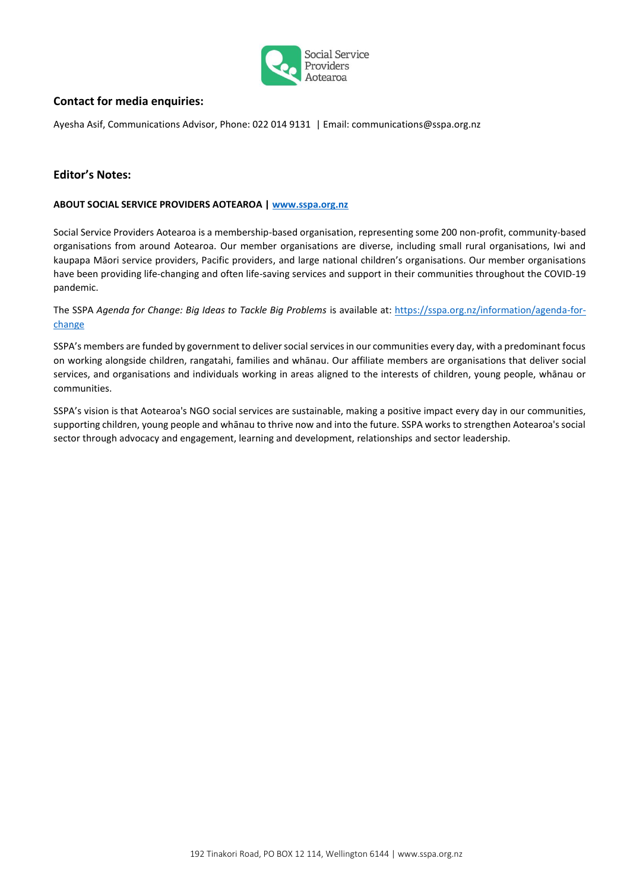## Contact for media enquiries:

Ayesha Asif, Communications Advisor, Phone: 022 014 9131 | Email: communications@sspa.org.nz

## Editor's Notes:

**ABOUT SOCIAL SERVICE PROVIDERS AOTEAROA | [www.sspa.org.nz](http://www.sspa.org.nz)**

Social Service Providers Aotearoa is a membership-based organisation, representing some 200 non-profit, community-based organisations from around Aotearoa. Our member organisations are diverse, including small rural organisations, Iwi and kaupapa Māori service providers, Pacific providers, and large national children's organisations. Our member organisations have been providing life-changing and often life-saving services and support in their communities throughout the COVID-19 pandemic.

The SSPA *Agenda for Change: Big Ideas to Tackle Big Problems* is available at: [https://sspa.org.nz/information/agenda-for-change](https://sspa.org.nz/information/agenda-for-change)

SSPA's members are funded by government to deliver social services in our communities every day, with a predominant focus on working alongside children, rangatahi, families and whānau. Our affiliate members are organisations that deliver social services, and organisations and individuals working in areas aligned to the interests of children, young people, whānau or communities.

SSPA's vision is that Aotearoa's NGO social services are sustainable, making a positive impact every day in our communities, supporting children, young people and whānau to thrive now and into the future. SSPA works to strengthen Aotearoa's social sector through advocacy and engagement, learning and development, relationships and sector leadership.

192 Tinakori Road, PO BOX 12 114, Wellington 6144 | www.sspa.org.nz